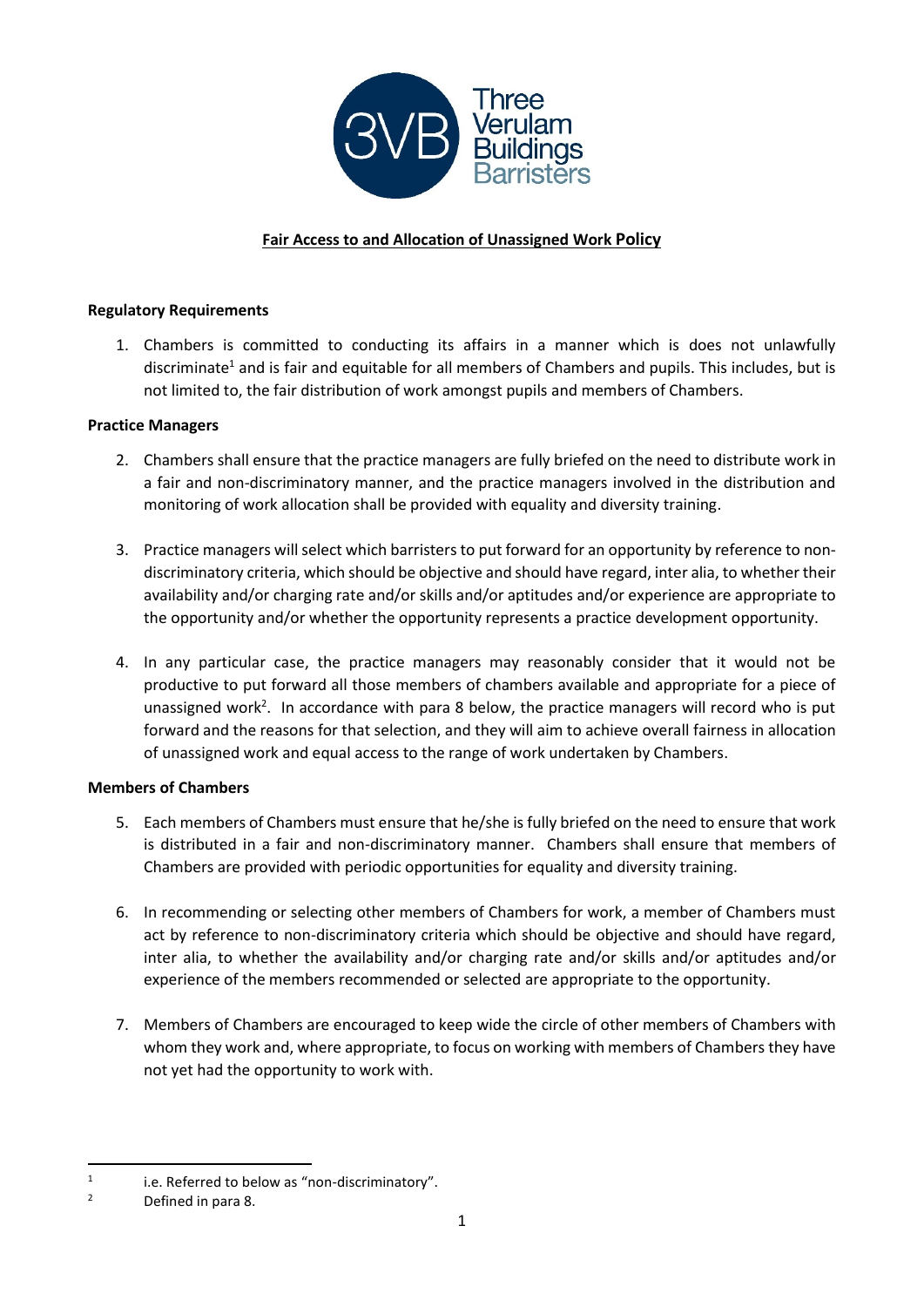# Fair Access to and Allocation of Unassigned Work Policy

**Regulatory Requirements**

1. Chambers is committed to conducting its affairs in a manner which is does not unlawfully discriminate[1] and is fair and equitable for all members of Chambers and pupils. This includes, but is not limited to, the fair distribution of work amongst pupils and members of Chambers.

**Practice Managers**

2. Chambers shall ensure that the practice managers are fully briefed on the need to distribute work in a fair and non-discriminatory manner, and the practice managers involved in the distribution and monitoring of work allocation shall be provided with equality and diversity training.

3. Practice managers will select which barristers to put forward for an opportunity by reference to non-discriminatory criteria, which should be objective and should have regard, inter alia, to whether their availability and/or charging rate and/or skills and/or aptitudes and/or experience are appropriate to the opportunity and/or whether the opportunity represents a practice development opportunity.

4. In any particular case, the practice managers may reasonably consider that it would not be productive to put forward all those members of chambers available and appropriate for a piece of unassigned work[2]. In accordance with para 8 below, the practice managers will record who is put forward and the reasons for that selection, and they will aim to achieve overall fairness in allocation of unassigned work and equal access to the range of work undertaken by Chambers.

**Members of Chambers**

5. Each members of Chambers must ensure that he/she is fully briefed on the need to ensure that work is distributed in a fair and non-discriminatory manner. Chambers shall ensure that members of Chambers are provided with periodic opportunities for equality and diversity training.

6. In recommending or selecting other members of Chambers for work, a member of Chambers must act by reference to non-discriminatory criteria which should be objective and should have regard, inter alia, to whether the availability and/or charging rate and/or skills and/or aptitudes and/or experience of the members recommended or selected are appropriate to the opportunity.

7. Members of Chambers are encouraged to keep wide the circle of other members of Chambers with whom they work and, where appropriate, to focus on working with members of Chambers they have not yet had the opportunity to work with.

---

[1] i.e. Referred to below as "non-discriminatory".

[2] Defined in para 8.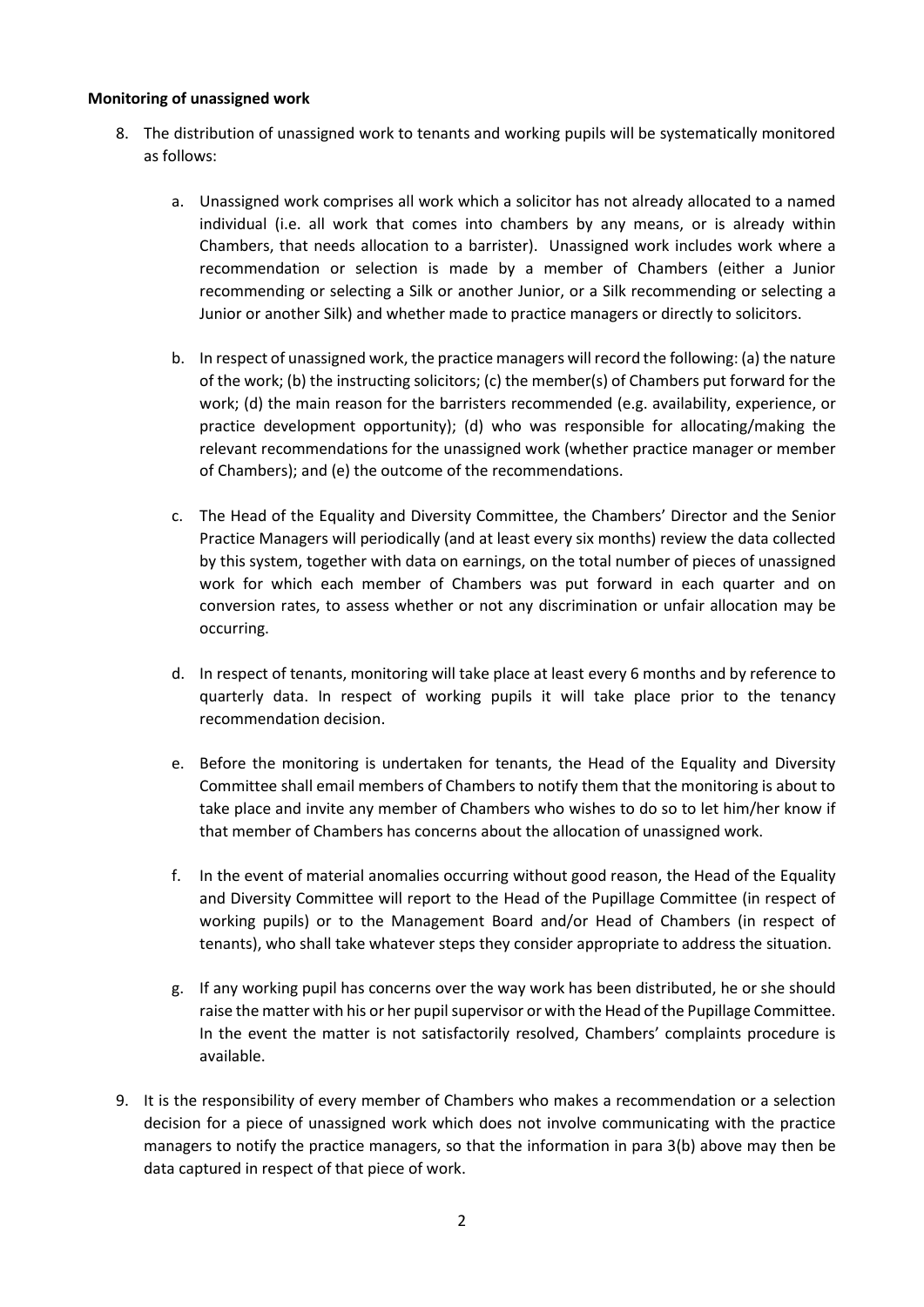**Monitoring of unassigned work**

8. The distribution of unassigned work to tenants and working pupils will be systematically monitored as follows:

   a. Unassigned work comprises all work which a solicitor has not already allocated to a named individual (i.e. all work that comes into chambers by any means, or is already within Chambers, that needs allocation to a barrister). Unassigned work includes work where a recommendation or selection is made by a member of Chambers (either a Junior recommending or selecting a Silk or another Junior, or a Silk recommending or selecting a Junior or another Silk) and whether made to practice managers or directly to solicitors.

   b. In respect of unassigned work, the practice managers will record the following: (a) the nature of the work; (b) the instructing solicitors; (c) the member(s) of Chambers put forward for the work; (d) the main reason for the barristers recommended (e.g. availability, experience, or practice development opportunity); (d) who was responsible for allocating/making the relevant recommendations for the unassigned work (whether practice manager or member of Chambers); and (e) the outcome of the recommendations.

   c. The Head of the Equality and Diversity Committee, the Chambers' Director and the Senior Practice Managers will periodically (and at least every six months) review the data collected by this system, together with data on earnings, on the total number of pieces of unassigned work for which each member of Chambers was put forward in each quarter and on conversion rates, to assess whether or not any discrimination or unfair allocation may be occurring.

   d. In respect of tenants, monitoring will take place at least every 6 months and by reference to quarterly data. In respect of working pupils it will take place prior to the tenancy recommendation decision.

   e. Before the monitoring is undertaken for tenants, the Head of the Equality and Diversity Committee shall email members of Chambers to notify them that the monitoring is about to take place and invite any member of Chambers who wishes to do so to let him/her know if that member of Chambers has concerns about the allocation of unassigned work.

   f. In the event of material anomalies occurring without good reason, the Head of the Equality and Diversity Committee will report to the Head of the Pupillage Committee (in respect of working pupils) or to the Management Board and/or Head of Chambers (in respect of tenants), who shall take whatever steps they consider appropriate to address the situation.

   g. If any working pupil has concerns over the way work has been distributed, he or she should raise the matter with his or her pupil supervisor or with the Head of the Pupillage Committee. In the event the matter is not satisfactorily resolved, Chambers' complaints procedure is available.

9. It is the responsibility of every member of Chambers who makes a recommendation or a selection decision for a piece of unassigned work which does not involve communicating with the practice managers to notify the practice managers, so that the information in para 3(b) above may then be data captured in respect of that piece of work.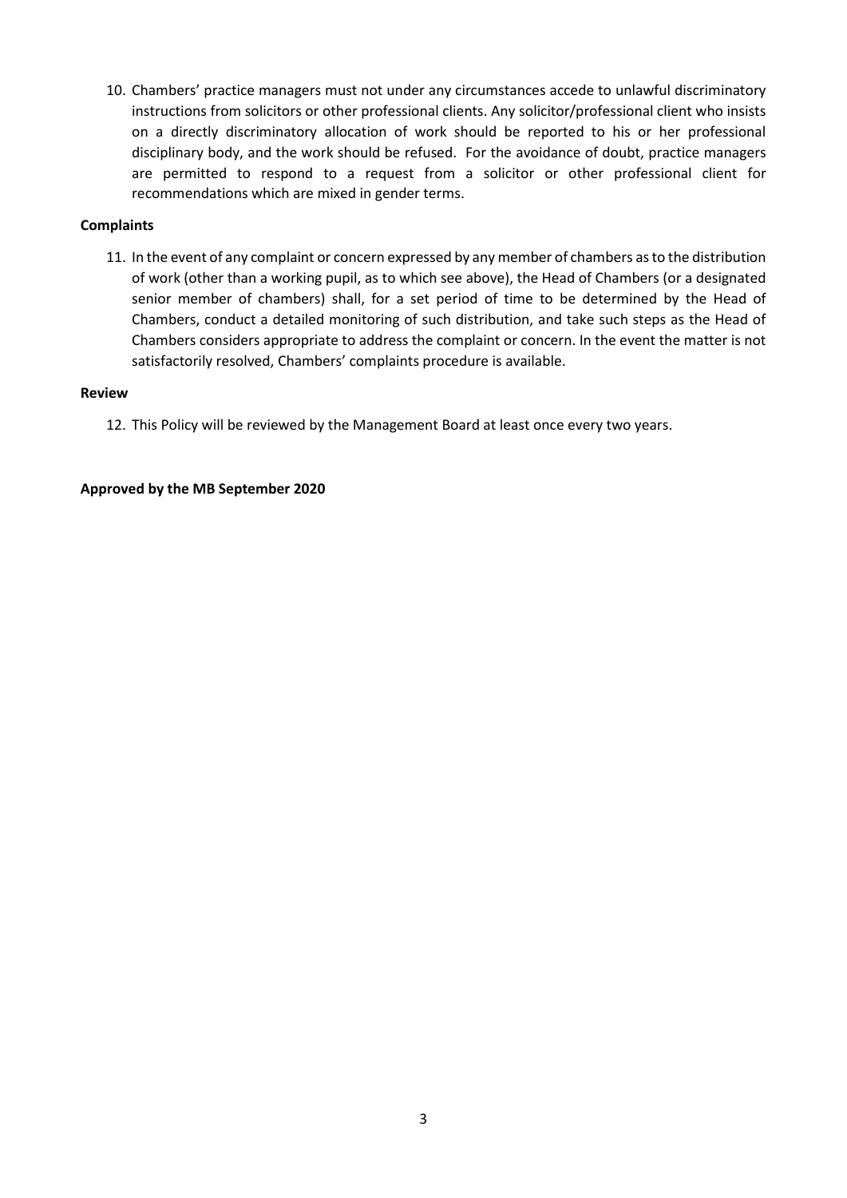10. Chambers' practice managers must not under any circumstances accede to unlawful discriminatory instructions from solicitors or other professional clients. Any solicitor/professional client who insists on a directly discriminatory allocation of work should be reported to his or her professional disciplinary body, and the work should be refused. For the avoidance of doubt, practice managers are permitted to respond to a request from a solicitor or other professional client for recommendations which are mixed in gender terms.

**Complaints**

11. In the event of any complaint or concern expressed by any member of chambers as to the distribution of work (other than a working pupil, as to which see above), the Head of Chambers (or a designated senior member of chambers) shall, for a set period of time to be determined by the Head of Chambers, conduct a detailed monitoring of such distribution, and take such steps as the Head of Chambers considers appropriate to address the complaint or concern. In the event the matter is not satisfactorily resolved, Chambers' complaints procedure is available.

**Review**

12. This Policy will be reviewed by the Management Board at least once every two years.

**Approved by the MB September 2020**